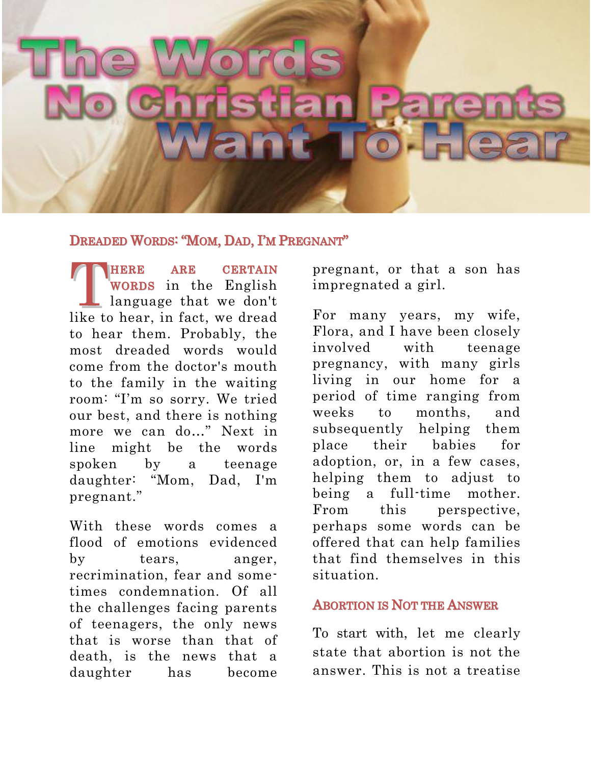# The Words No Christian Parents Want To Hear

## Dreaded Words: "Mom, Dad, I'm Pregnant"

There are certain words in the English language that we don't like to hear, in fact, we dread to hear them. Probably, the most dreaded words would come from the doctor's mouth to the family in the waiting room: "I'm so sorry. We tried our best, and there is nothing more we can do..." Next in line might be the words spoken by a teenage daughter: "Mom, Dad, I'm pregnant."

With these words comes a flood of emotions evidenced by tears, anger, recrimination, fear and some-times condemnation. Of all the challenges facing parents of teenagers, the only news that is worse than that of death, is the news that a daughter has become pregnant, or that a son has impregnated a girl.

For many years, my wife, Flora, and I have been closely involved with teenage pregnancy, with many girls living in our home for a period of time ranging from weeks to months, and subsequently helping them place their babies for adoption, or, in a few cases, helping them to adjust to being a full-time mother. From this perspective, perhaps some words can be offered that can help families that find themselves in this situation.

## Abortion is Not the Answer

To start with, let me clearly state that abortion is not the answer. This is not a treatise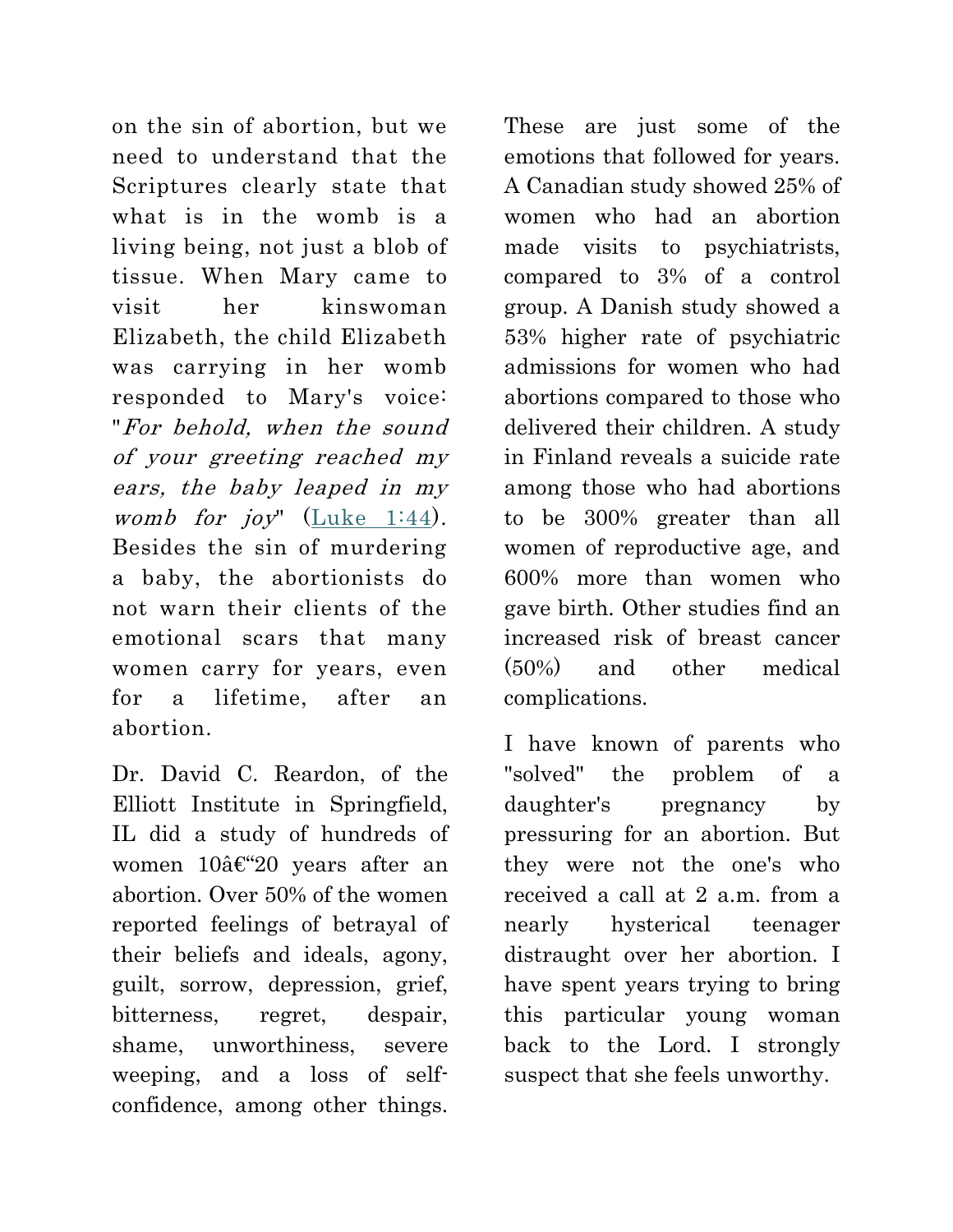on the sin of abortion, but we need to understand that the Scriptures clearly state that what is in the womb is a living being, not just a blob of tissue. When Mary came to visit her kinswoman Elizabeth, the child Elizabeth was carrying in her womb responded to Mary's voice: "*For behold, when the sound of your greeting reached my ears, the baby leaped in my womb for joy*" (Luke 1:44). Besides the sin of murdering a baby, the abortionists do not warn their clients of the emotional scars that many women carry for years, even for a lifetime, after an abortion.

Dr. David C. Reardon, of the Elliott Institute in Springfield, IL did a study of hundreds of women 10â€“20 years after an abortion. Over 50% of the women reported feelings of betrayal of their beliefs and ideals, agony, guilt, sorrow, depression, grief, bitterness, regret, despair, shame, unworthiness, severe weeping, and a loss of self-confidence, among other things. These are just some of the emotions that followed for years. A Canadian study showed 25% of women who had an abortion made visits to psychiatrists, compared to 3% of a control group. A Danish study showed a 53% higher rate of psychiatric admissions for women who had abortions compared to those who delivered their children. A study in Finland reveals a suicide rate among those who had abortions to be 300% greater than all women of reproductive age, and 600% more than women who gave birth. Other studies find an increased risk of breast cancer (50%) and other medical complications.

I have known of parents who "solved" the problem of a daughter's pregnancy by pressuring for an abortion. But they were not the one's who received a call at 2 a.m. from a nearly hysterical teenager distraught over her abortion. I have spent years trying to bring this particular young woman back to the Lord. I strongly suspect that she feels unworthy.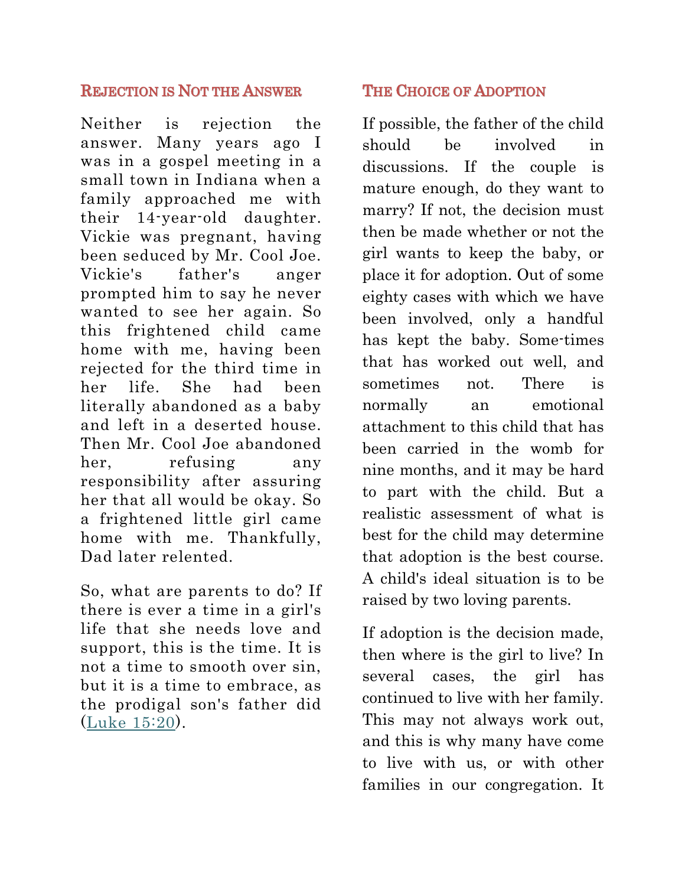## Rejection is Not the Answer

Neither is rejection the answer. Many years ago I was in a gospel meeting in a small town in Indiana when a family approached me with their 14-year-old daughter. Vickie was pregnant, having been seduced by Mr. Cool Joe. Vickie's father's anger prompted him to say he never wanted to see her again. So this frightened child came home with me, having been rejected for the third time in her life. She had been literally abandoned as a baby and left in a deserted house. Then Mr. Cool Joe abandoned her, refusing any responsibility after assuring her that all would be okay. So a frightened little girl came home with me. Thankfully, Dad later relented.

So, what are parents to do? If there is ever a time in a girl's life that she needs love and support, this is the time. It is not a time to smooth over sin, but it is a time to embrace, as the prodigal son's father did (Luke 15:20).

## The Choice of Adoption

If possible, the father of the child should be involved in discussions. If the couple is mature enough, do they want to marry? If not, the decision must then be made whether or not the girl wants to keep the baby, or place it for adoption. Out of some eighty cases with which we have been involved, only a handful has kept the baby. Some-times that has worked out well, and sometimes not. There is normally an emotional attachment to this child that has been carried in the womb for nine months, and it may be hard to part with the child. But a realistic assessment of what is best for the child may determine that adoption is the best course. A child's ideal situation is to be raised by two loving parents.

If adoption is the decision made, then where is the girl to live? In several cases, the girl has continued to live with her family. This may not always work out, and this is why many have come to live with us, or with other families in our congregation. It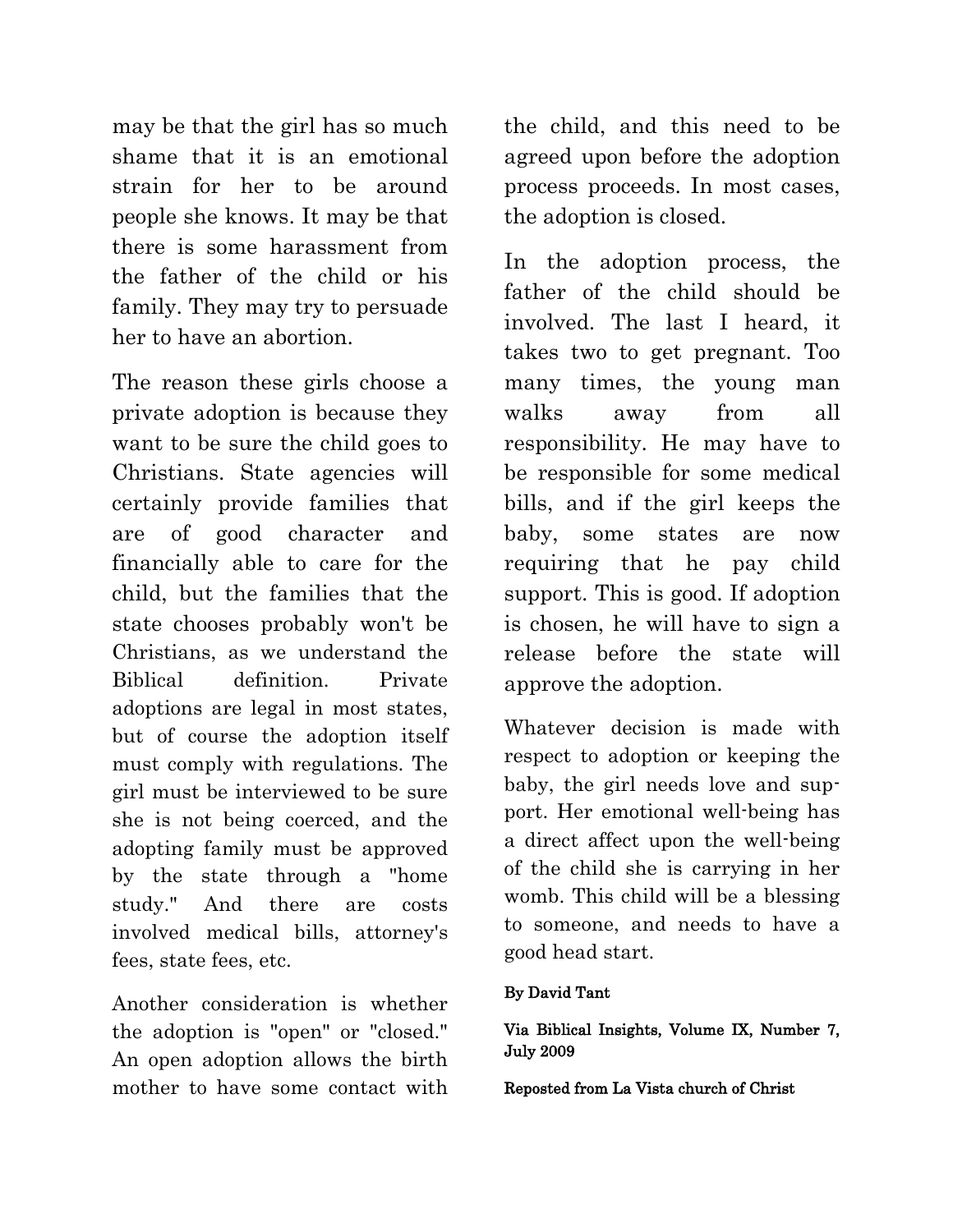may be that the girl has so much shame that it is an emotional strain for her to be around people she knows. It may be that there is some harassment from the father of the child or his family. They may try to persuade her to have an abortion.

The reason these girls choose a private adoption is because they want to be sure the child goes to Christians. State agencies will certainly provide families that are of good character and financially able to care for the child, but the families that the state chooses probably won't be Christians, as we understand the Biblical definition. Private adoptions are legal in most states, but of course the adoption itself must comply with regulations. The girl must be interviewed to be sure she is not being coerced, and the adopting family must be approved by the state through a "home study." And there are costs involved medical bills, attorney's fees, state fees, etc.

Another consideration is whether the adoption is "open" or "closed." An open adoption allows the birth mother to have some contact with the child, and this need to be agreed upon before the adoption process proceeds. In most cases, the adoption is closed.

In the adoption process, the father of the child should be involved. The last I heard, it takes two to get pregnant. Too many times, the young man walks away from all responsibility. He may have to be responsible for some medical bills, and if the girl keeps the baby, some states are now requiring that he pay child support. This is good. If adoption is chosen, he will have to sign a release before the state will approve the adoption.

Whatever decision is made with respect to adoption or keeping the baby, the girl needs love and support. Her emotional well-being has a direct affect upon the well-being of the child she is carrying in her womb. This child will be a blessing to someone, and needs to have a good head start.

**By David Tant**

**Via Biblical Insights, Volume IX, Number 7, July 2009**

**Reposted from La Vista church of Christ**